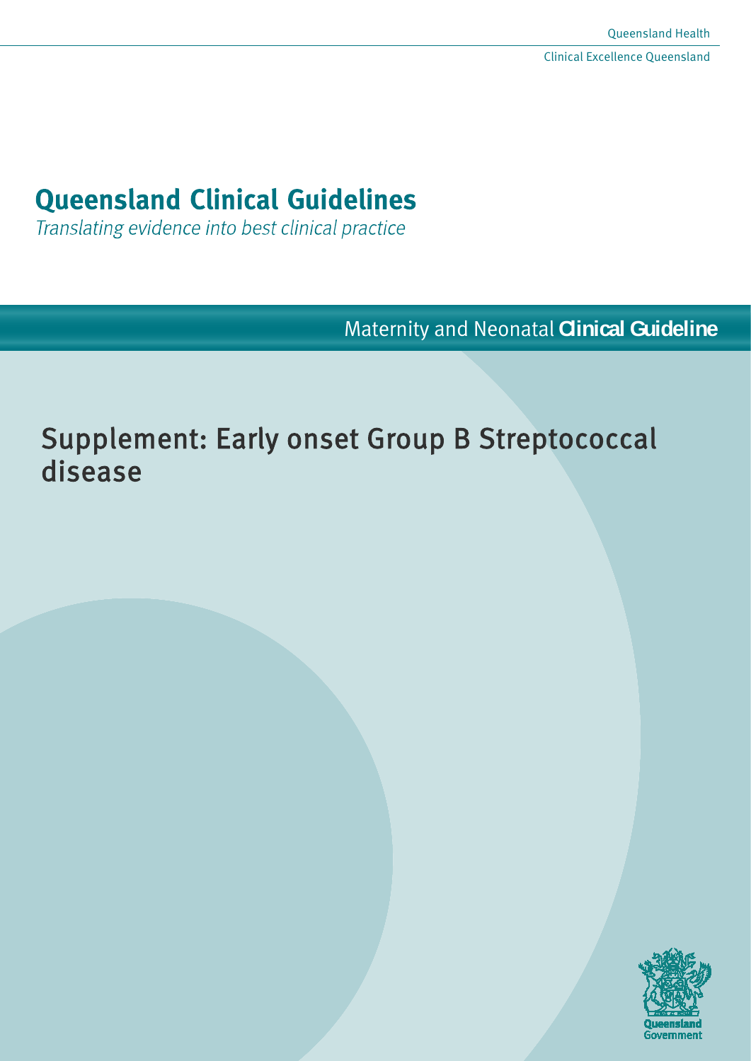Queensland Health

Clinical Excellence Queensland

# Queensland Clinical Guidelines

*Translating evidence into best clinical practice*

Maternity and Neonatal **Clinical Guideline**

# Supplement: Early onset Group B Streptococcal disease

Queensland Government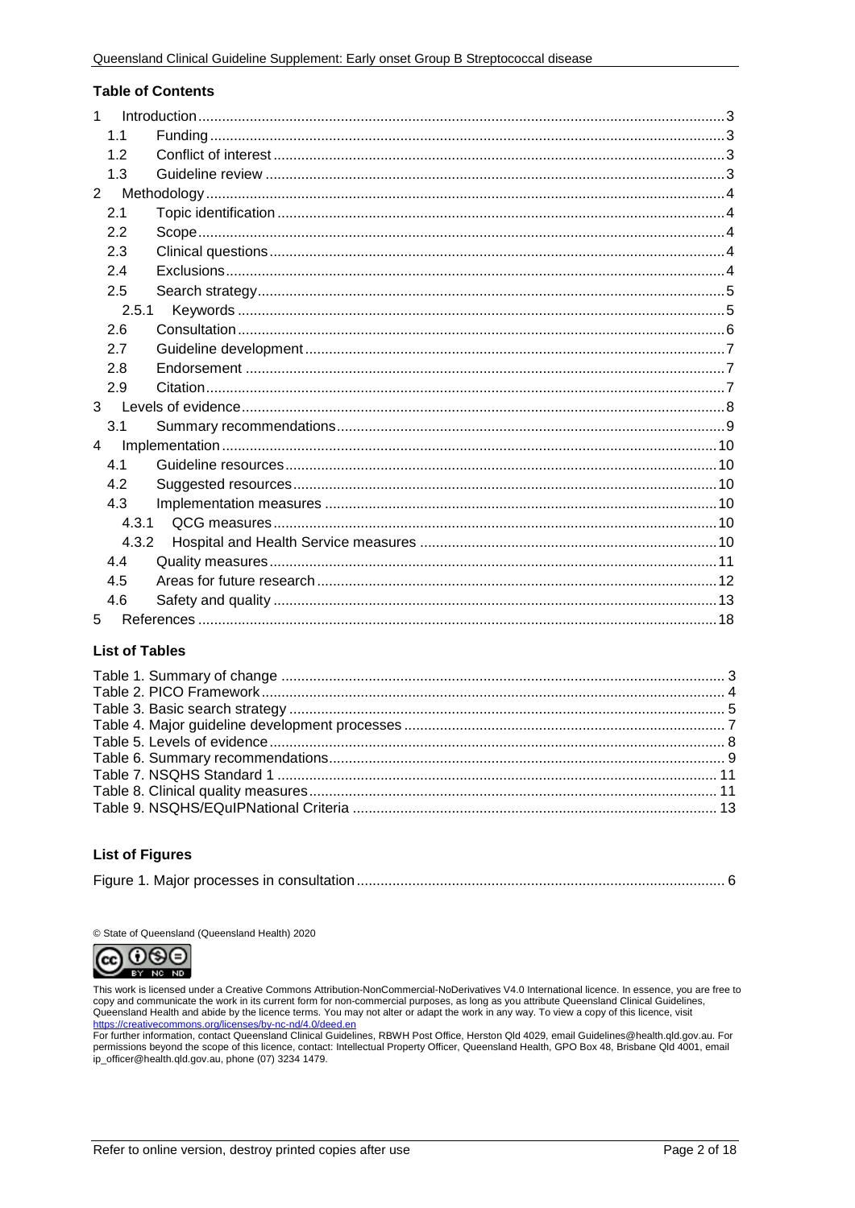## Table of Contents

1 Introduction ... 3
- 1.1 Funding ... 3
- 1.2 Conflict of interest ... 3
- 1.3 Guideline review ... 3

2 Methodology ... 4
- 2.1 Topic identification ... 4
- 2.2 Scope ... 4
- 2.3 Clinical questions ... 4
- 2.4 Exclusions ... 4
- 2.5 Search strategy ... 5
  - 2.5.1 Keywords ... 5
- 2.6 Consultation ... 6
- 2.7 Guideline development ... 7
- 2.8 Endorsement ... 7
- 2.9 Citation ... 7

3 Levels of evidence ... 8
- 3.1 Summary recommendations ... 9

4 Implementation ... 10
- 4.1 Guideline resources ... 10
- 4.2 Suggested resources ... 10
- 4.3 Implementation measures ... 10
  - 4.3.1 QCG measures ... 10
  - 4.3.2 Hospital and Health Service measures ... 10
- 4.4 Quality measures ... 11
- 4.5 Areas for future research ... 12
- 4.6 Safety and quality ... 13

5 References ... 18

## List of Tables

Table 1. Summary of change ... 3
Table 2. PICO Framework ... 4
Table 3. Basic search strategy ... 5
Table 4. Major guideline development processes ... 7
Table 5. Levels of evidence ... 8
Table 6. Summary recommendations ... 9
Table 7. NSQHS Standard 1 ... 11
Table 8. Clinical quality measures ... 11
Table 9. NSQHS/EQuIPNational Criteria ... 13

## List of Figures

Figure 1. Major processes in consultation ... 6

© State of Queensland (Queensland Health) 2020

This work is licensed under a Creative Commons Attribution-NonCommercial-NoDerivatives V4.0 International licence. In essence, you are free to copy and communicate the work in its current form for non-commercial purposes, as long as you attribute Queensland Clinical Guidelines, Queensland Health and abide by the licence terms. You may not alter or adapt the work in any way. To view a copy of this licence, visit https://creativecommons.org/licenses/by-nc-nd/4.0/deed.en

For further information, contact Queensland Clinical Guidelines, RBWH Post Office, Herston Qld 4029, email Guidelines@health.qld.gov.au. For permissions beyond the scope of this licence, contact: Intellectual Property Officer, Queensland Health, GPO Box 48, Brisbane Qld 4001, email ip_officer@health.qld.gov.au, phone (07) 3234 1479.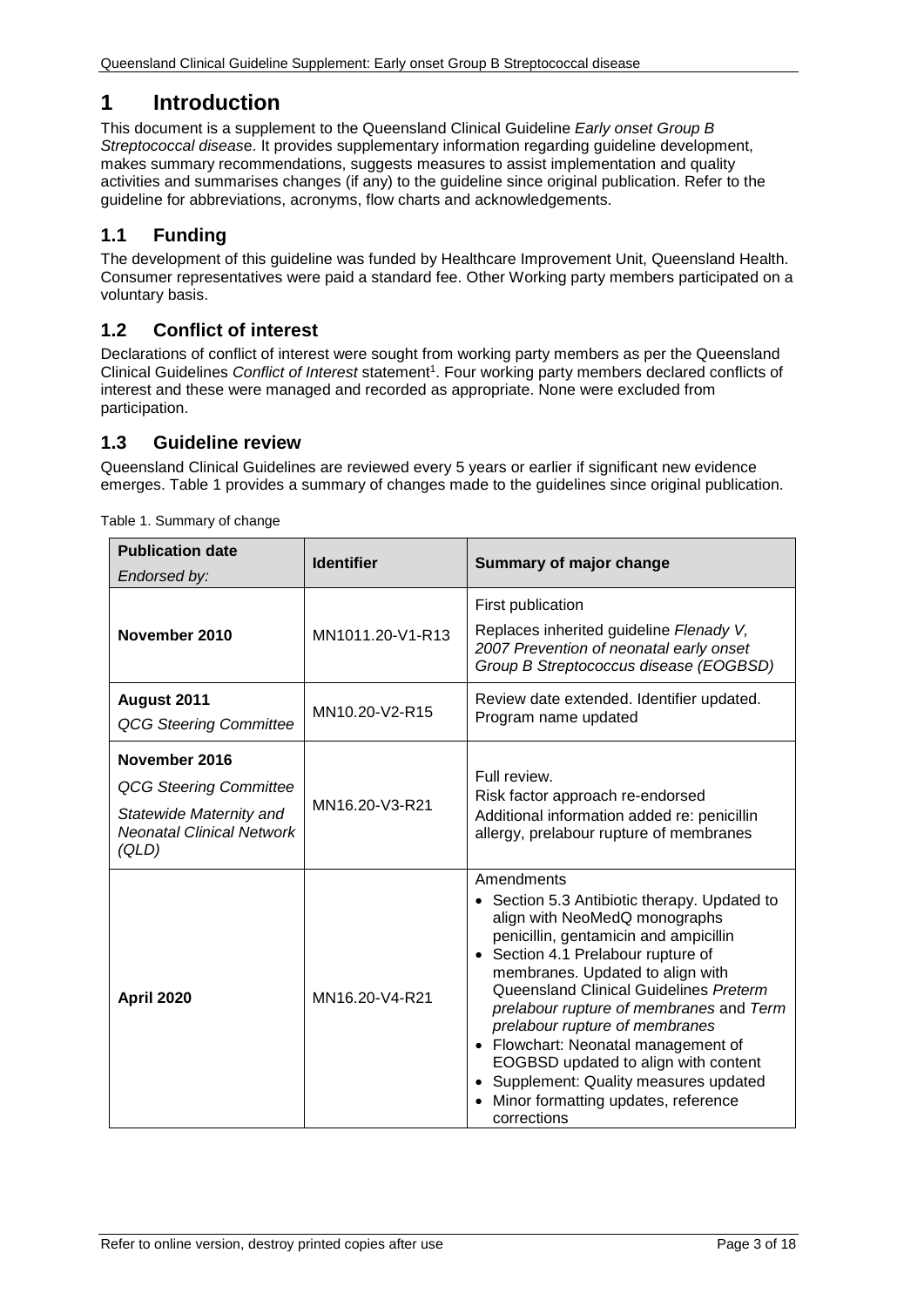# 1 Introduction

This document is a supplement to the Queensland Clinical Guideline *Early onset Group B Streptococcal disease*. It provides supplementary information regarding guideline development, makes summary recommendations, suggests measures to assist implementation and quality activities and summarises changes (if any) to the guideline since original publication. Refer to the guideline for abbreviations, acronyms, flow charts and acknowledgements.

## 1.1 Funding

The development of this guideline was funded by Healthcare Improvement Unit, Queensland Health. Consumer representatives were paid a standard fee. Other Working party members participated on a voluntary basis.

## 1.2 Conflict of interest

Declarations of conflict of interest were sought from working party members as per the Queensland Clinical Guidelines *Conflict of Interest* statement[1]. Four working party members declared conflicts of interest and these were managed and recorded as appropriate. None were excluded from participation.

## 1.3 Guideline review

Queensland Clinical Guidelines are reviewed every 5 years or earlier if significant new evidence emerges. Table 1 provides a summary of changes made to the guidelines since original publication.

Table 1. Summary of change

| **Publication date**<br>*Endorsed by:* | **Identifier** | **Summary of major change** |
|---|---|---|
| **November 2010** | MN1011.20-V1-R13 | First publication<br>Replaces inherited guideline *Flenady V, 2007 Prevention of neonatal early onset Group B Streptococcus disease (EOGBSD)* |
| **August 2011**<br>*QCG Steering Committee* | MN10.20-V2-R15 | Review date extended. Identifier updated. Program name updated |
| **November 2016**<br>*QCG Steering Committee*<br>*Statewide Maternity and Neonatal Clinical Network (QLD)* | MN16.20-V3-R21 | Full review.<br>Risk factor approach re-endorsed<br>Additional information added re: penicillin allergy, prelabour rupture of membranes |
| **April 2020** | MN16.20-V4-R21 | Amendments<br>• Section 5.3 Antibiotic therapy. Updated to align with NeoMedQ monographs penicillin, gentamicin and ampicillin<br>• Section 4.1 Prelabour rupture of membranes. Updated to align with Queensland Clinical Guidelines *Preterm prelabour rupture of membranes* and *Term prelabour rupture of membranes*<br>• Flowchart: Neonatal management of EOGBSD updated to align with content<br>• Supplement: Quality measures updated<br>• Minor formatting updates, reference corrections |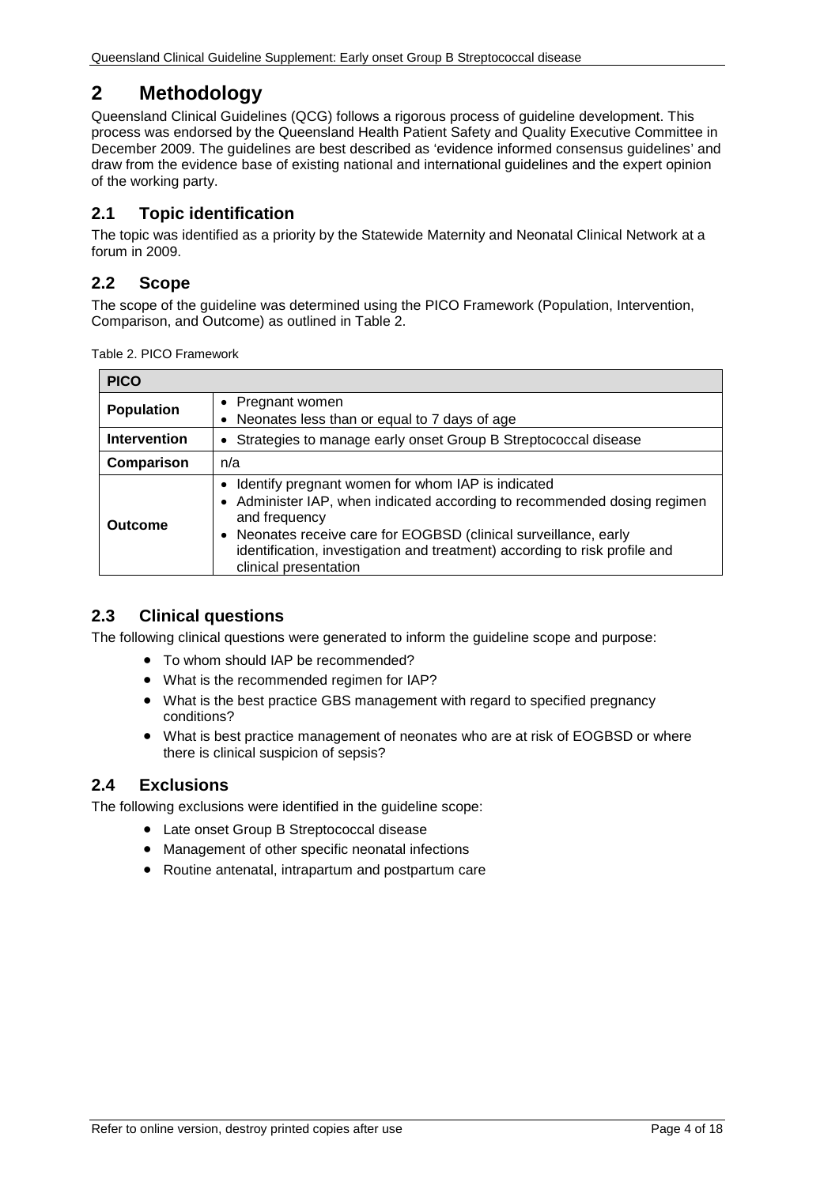# 2 Methodology

Queensland Clinical Guidelines (QCG) follows a rigorous process of guideline development. This process was endorsed by the Queensland Health Patient Safety and Quality Executive Committee in December 2009. The guidelines are best described as 'evidence informed consensus guidelines' and draw from the evidence base of existing national and international guidelines and the expert opinion of the working party.

## 2.1 Topic identification

The topic was identified as a priority by the Statewide Maternity and Neonatal Clinical Network at a forum in 2009.

## 2.2 Scope

The scope of the guideline was determined using the PICO Framework (Population, Intervention, Comparison, and Outcome) as outlined in Table 2.

Table 2. PICO Framework

| PICO | |
|---|---|
| **Population** | • Pregnant women<br>• Neonates less than or equal to 7 days of age |
| **Intervention** | • Strategies to manage early onset Group B Streptococcal disease |
| **Comparison** | n/a |
| **Outcome** | • Identify pregnant women for whom IAP is indicated<br>• Administer IAP, when indicated according to recommended dosing regimen and frequency<br>• Neonates receive care for EOGBSD (clinical surveillance, early identification, investigation and treatment) according to risk profile and clinical presentation |

## 2.3 Clinical questions

The following clinical questions were generated to inform the guideline scope and purpose:

- To whom should IAP be recommended?
- What is the recommended regimen for IAP?
- What is the best practice GBS management with regard to specified pregnancy conditions?
- What is best practice management of neonates who are at risk of EOGBSD or where there is clinical suspicion of sepsis?

## 2.4 Exclusions

The following exclusions were identified in the guideline scope:

- Late onset Group B Streptococcal disease
- Management of other specific neonatal infections
- Routine antenatal, intrapartum and postpartum care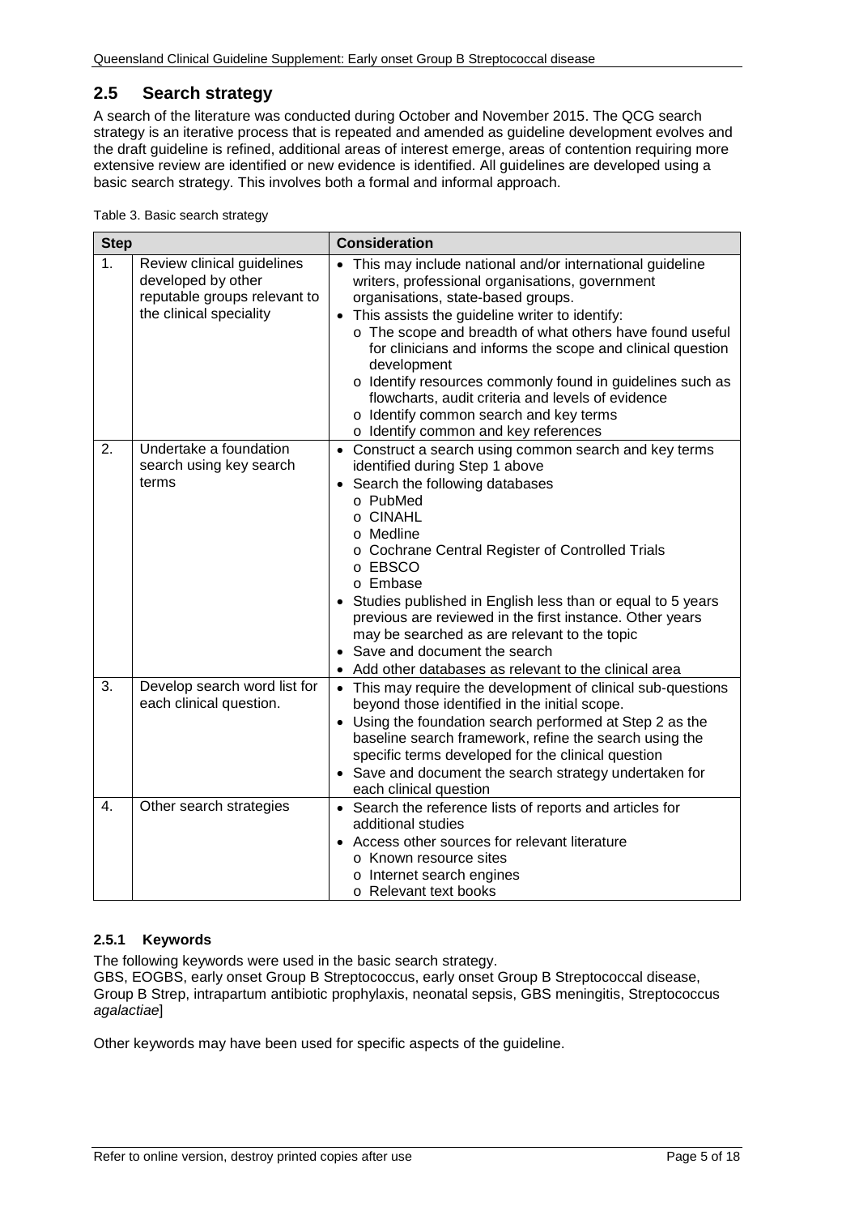## 2.5 Search strategy

A search of the literature was conducted during October and November 2015. The QCG search strategy is an iterative process that is repeated and amended as guideline development evolves and the draft guideline is refined, additional areas of interest emerge, areas of contention requiring more extensive review are identified or new evidence is identified. All guidelines are developed using a basic search strategy. This involves both a formal and informal approach.

Table 3. Basic search strategy

| Step | | Consideration |
|---|---|---|
| 1. | Review clinical guidelines developed by other reputable groups relevant to the clinical speciality | • This may include national and/or international guideline writers, professional organisations, government organisations, state-based groups.<br>• This assists the guideline writer to identify:<br>o The scope and breadth of what others have found useful for clinicians and informs the scope and clinical question development<br>o Identify resources commonly found in guidelines such as flowcharts, audit criteria and levels of evidence<br>o Identify common search and key terms<br>o Identify common and key references |
| 2. | Undertake a foundation search using key search terms | • Construct a search using common search and key terms identified during Step 1 above<br>• Search the following databases<br>o PubMed<br>o CINAHL<br>o Medline<br>o Cochrane Central Register of Controlled Trials<br>o EBSCO<br>o Embase<br>• Studies published in English less than or equal to 5 years previous are reviewed in the first instance. Other years may be searched as are relevant to the topic<br>• Save and document the search<br>• Add other databases as relevant to the clinical area |
| 3. | Develop search word list for each clinical question. | • This may require the development of clinical sub-questions beyond those identified in the initial scope.<br>• Using the foundation search performed at Step 2 as the baseline search framework, refine the search using the specific terms developed for the clinical question<br>• Save and document the search strategy undertaken for each clinical question |
| 4. | Other search strategies | • Search the reference lists of reports and articles for additional studies<br>• Access other sources for relevant literature<br>o Known resource sites<br>o Internet search engines<br>o Relevant text books |

### 2.5.1 Keywords

The following keywords were used in the basic search strategy.
GBS, EOGBS, early onset Group B Streptococcus, early onset Group B Streptococcal disease, Group B Strep, intrapartum antibiotic prophylaxis, neonatal sepsis, GBS meningitis, Streptococcus *agalactiae*]

Other keywords may have been used for specific aspects of the guideline.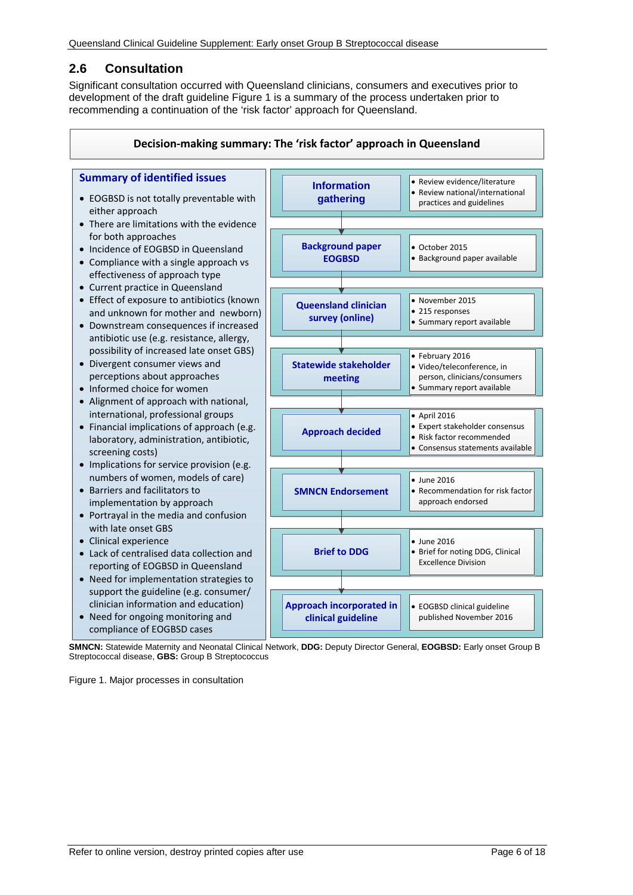## 2.6 Consultation

Significant consultation occurred with Queensland clinicians, consumers and executives prior to development of the draft guideline Figure 1 is a summary of the process undertaken prior to recommending a continuation of the 'risk factor' approach for Queensland.

**Decision-making summary: The 'risk factor' approach in Queensland**

**Summary of identified issues**

- EOGBSD is not totally preventable with either approach
- There are limitations with the evidence for both approaches
- Incidence of EOGBSD in Queensland
- Compliance with a single approach vs effectiveness of approach type
- Current practice in Queensland
- Effect of exposure to antibiotics (known and unknown for mother and newborn)
- Downstream consequences if increased antibiotic use (e.g. resistance, allergy, possibility of increased late onset GBS)
- Divergent consumer views and perceptions about approaches
- Informed choice for women
- Alignment of approach with national, international, professional groups
- Financial implications of approach (e.g. laboratory, administration, antibiotic, screening costs)
- Implications for service provision (e.g. numbers of women, models of care)
- Barriers and facilitators to implementation by approach
- Portrayal in the media and confusion with late onset GBS
- Clinical experience
- Lack of centralised data collection and reporting of EOGBSD in Queensland
- Need for implementation strategies to support the guideline (e.g. consumer/ clinician information and education)
- Need for ongoing monitoring and compliance of EOGBSD cases

| Process step | Details |
| --- | --- |
| **Information gathering** | • Review evidence/literature<br>• Review national/international practices and guidelines |
| **Background paper EOGBSD** | • October 2015<br>• Background paper available |
| **Queensland clinician survey (online)** | • November 2015<br>• 215 responses<br>• Summary report available |
| **Statewide stakeholder meeting** | • February 2016<br>• Video/teleconference, in person, clinicians/consumers<br>• Summary report available |
| **Approach decided** | • April 2016<br>• Expert stakeholder consensus<br>• Risk factor recommended<br>• Consensus statements available |
| **SMNCN Endorsement** | • June 2016<br>• Recommendation for risk factor approach endorsed |
| **Brief to DDG** | • June 2016<br>• Brief for noting DDG, Clinical Excellence Division |
| **Approach incorporated in clinical guideline** | • EOGBSD clinical guideline published November 2016 |

**SMNCN:** Statewide Maternity and Neonatal Clinical Network, **DDG:** Deputy Director General, **EOGBSD:** Early onset Group B Streptococcal disease, **GBS:** Group B Streptococcus

Figure 1. Major processes in consultation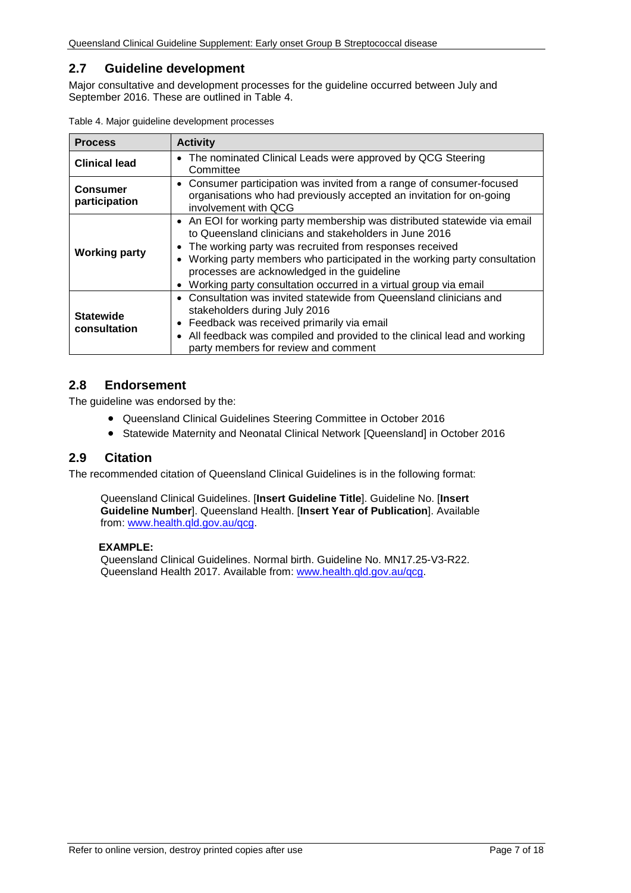## 2.7 Guideline development

Major consultative and development processes for the guideline occurred between July and September 2016. These are outlined in Table 4.

Table 4. Major guideline development processes

| Process | Activity |
|---|---|
| **Clinical lead** | • The nominated Clinical Leads were approved by QCG Steering Committee |
| **Consumer participation** | • Consumer participation was invited from a range of consumer-focused organisations who had previously accepted an invitation for on-going involvement with QCG |
| **Working party** | • An EOI for working party membership was distributed statewide via email to Queensland clinicians and stakeholders in June 2016<br>• The working party was recruited from responses received<br>• Working party members who participated in the working party consultation processes are acknowledged in the guideline<br>• Working party consultation occurred in a virtual group via email |
| **Statewide consultation** | • Consultation was invited statewide from Queensland clinicians and stakeholders during July 2016<br>• Feedback was received primarily via email<br>• All feedback was compiled and provided to the clinical lead and working party members for review and comment |

## 2.8 Endorsement

The guideline was endorsed by the:

- Queensland Clinical Guidelines Steering Committee in October 2016
- Statewide Maternity and Neonatal Clinical Network [Queensland] in October 2016

## 2.9 Citation

The recommended citation of Queensland Clinical Guidelines is in the following format:

> Queensland Clinical Guidelines. [**Insert Guideline Title**]. Guideline No. [**Insert Guideline Number**]. Queensland Health. [**Insert Year of Publication**]. Available from: [www.health.qld.gov.au/qcg](www.health.qld.gov.au/qcg).
>
> **EXAMPLE:**
> Queensland Clinical Guidelines. Normal birth. Guideline No. MN17.25-V3-R22. Queensland Health 2017. Available from: [www.health.qld.gov.au/qcg](www.health.qld.gov.au/qcg).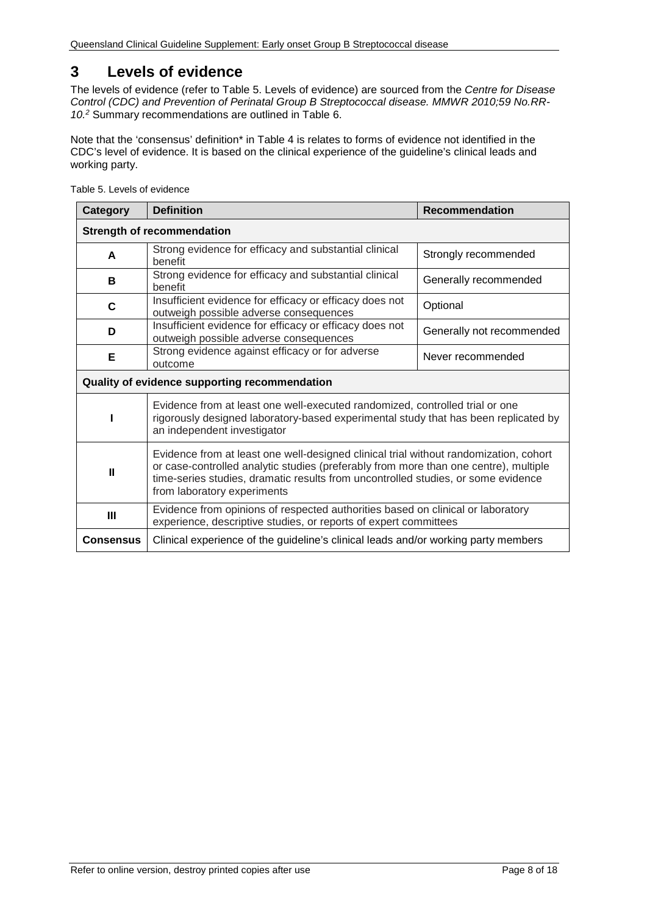# 3 Levels of evidence

The levels of evidence (refer to Table 5. Levels of evidence) are sourced from the *Centre for Disease Control (CDC) and Prevention of Perinatal Group B Streptococcal disease. MMWR 2010;59 No.RR-10.*[2] Summary recommendations are outlined in Table 6.

Note that the 'consensus' definition* in Table 4 is relates to forms of evidence not identified in the CDC's level of evidence. It is based on the clinical experience of the guideline's clinical leads and working party.

Table 5. Levels of evidence

| Category | Definition | Recommendation |
|---|---|---|
| **Strength of recommendation** | | |
| **A** | Strong evidence for efficacy and substantial clinical benefit | Strongly recommended |
| **B** | Strong evidence for efficacy and substantial clinical benefit | Generally recommended |
| **C** | Insufficient evidence for efficacy or efficacy does not outweigh possible adverse consequences | Optional |
| **D** | Insufficient evidence for efficacy or efficacy does not outweigh possible adverse consequences | Generally not recommended |
| **E** | Strong evidence against efficacy or for adverse outcome | Never recommended |
| **Quality of evidence supporting recommendation** | | |
| **I** | Evidence from at least one well-executed randomized, controlled trial or one rigorously designed laboratory-based experimental study that has been replicated by an independent investigator | |
| **II** | Evidence from at least one well-designed clinical trial without randomization, cohort or case-controlled analytic studies (preferably from more than one centre), multiple time-series studies, dramatic results from uncontrolled studies, or some evidence from laboratory experiments | |
| **III** | Evidence from opinions of respected authorities based on clinical or laboratory experience, descriptive studies, or reports of expert committees | |
| **Consensus** | Clinical experience of the guideline's clinical leads and/or working party members | |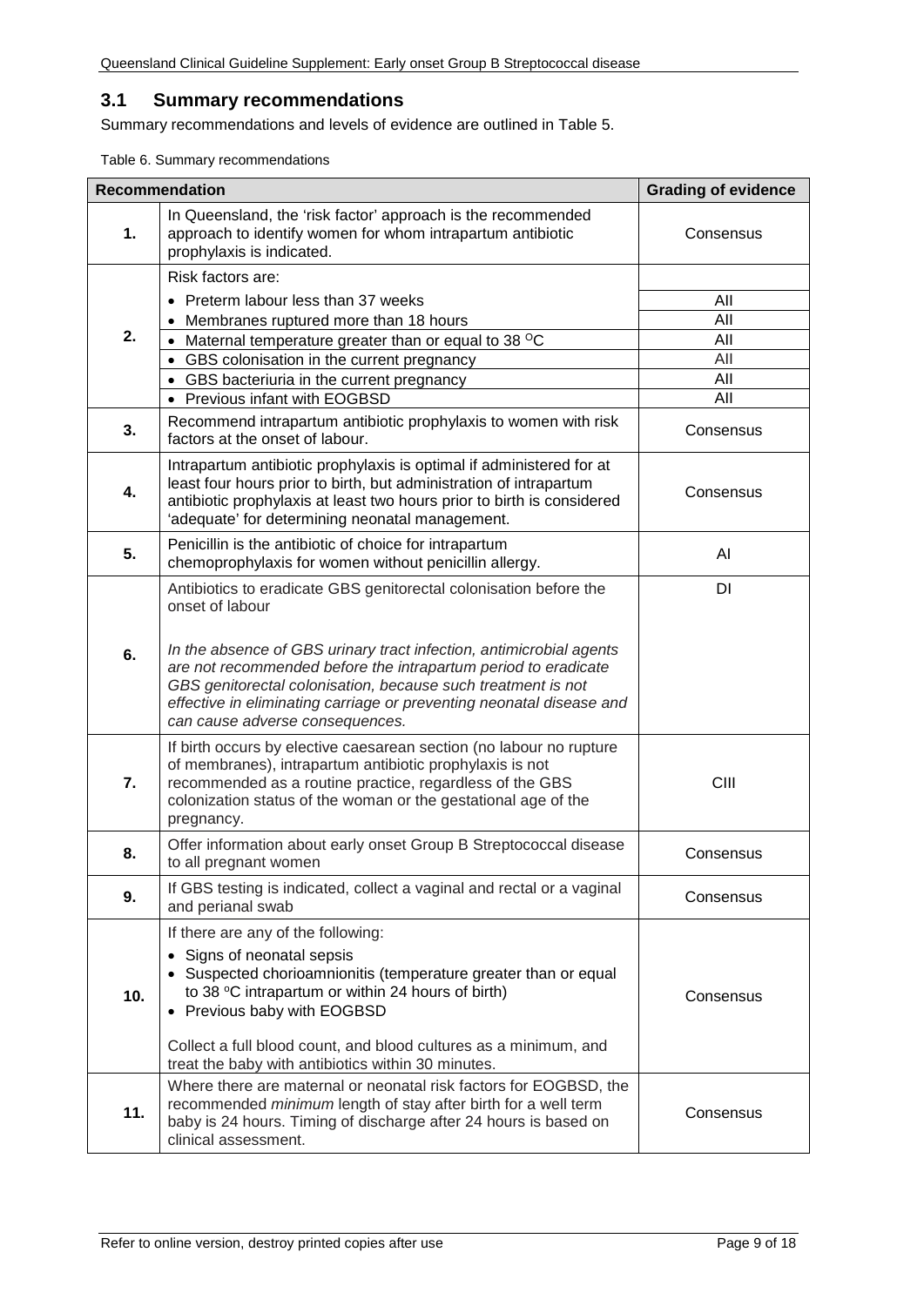## 3.1 Summary recommendations

Summary recommendations and levels of evidence are outlined in Table 5.

Table 6. Summary recommendations

| Recommendation | | Grading of evidence |
|---|---|---|
| 1. | In Queensland, the 'risk factor' approach is the recommended approach to identify women for whom intrapartum antibiotic prophylaxis is indicated. | Consensus |
| 2. | Risk factors are: | |
| | • Preterm labour less than 37 weeks | AII |
| | • Membranes ruptured more than 18 hours | AII |
| | • Maternal temperature greater than or equal to 38 °C | AII |
| | • GBS colonisation in the current pregnancy | AII |
| | • GBS bacteriuria in the current pregnancy | AII |
| | • Previous infant with EOGBSD | AII |
| 3. | Recommend intrapartum antibiotic prophylaxis to women with risk factors at the onset of labour. | Consensus |
| 4. | Intrapartum antibiotic prophylaxis is optimal if administered for at least four hours prior to birth, but administration of intrapartum antibiotic prophylaxis at least two hours prior to birth is considered 'adequate' for determining neonatal management. | Consensus |
| 5. | Penicillin is the antibiotic of choice for intrapartum chemoprophylaxis for women without penicillin allergy. | AI |
| 6. | Antibiotics to eradicate GBS genitorectal colonisation before the onset of labour<br><br>*In the absence of GBS urinary tract infection, antimicrobial agents are not recommended before the intrapartum period to eradicate GBS genitorectal colonisation, because such treatment is not effective in eliminating carriage or preventing neonatal disease and can cause adverse consequences.* | DI |
| 7. | If birth occurs by elective caesarean section (no labour no rupture of membranes), intrapartum antibiotic prophylaxis is not recommended as a routine practice, regardless of the GBS colonization status of the woman or the gestational age of the pregnancy. | CIII |
| 8. | Offer information about early onset Group B Streptococcal disease to all pregnant women | Consensus |
| 9. | If GBS testing is indicated, collect a vaginal and rectal or a vaginal and perianal swab | Consensus |
| 10. | If there are any of the following:<br>• Signs of neonatal sepsis<br>• Suspected chorioamnionitis (temperature greater than or equal to 38 °C intrapartum or within 24 hours of birth)<br>• Previous baby with EOGBSD<br><br>Collect a full blood count, and blood cultures as a minimum, and treat the baby with antibiotics within 30 minutes. | Consensus |
| 11. | Where there are maternal or neonatal risk factors for EOGBSD, the recommended *minimum* length of stay after birth for a well term baby is 24 hours. Timing of discharge after 24 hours is based on clinical assessment. | Consensus |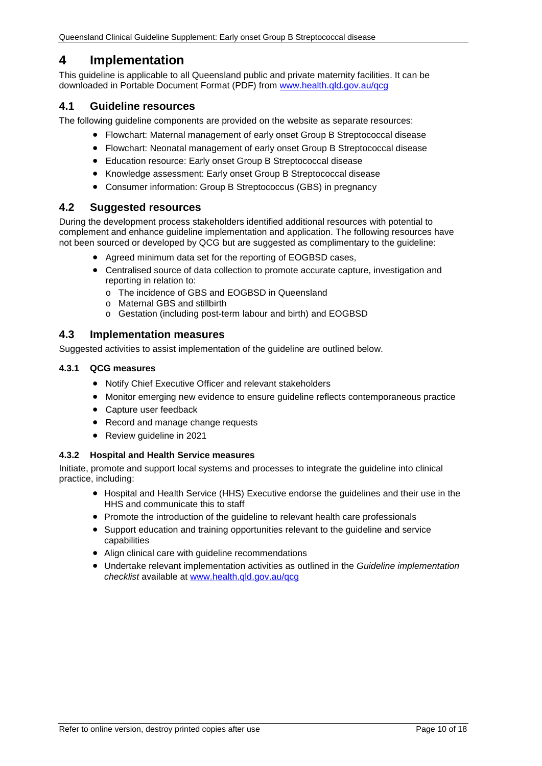# 4 Implementation

This guideline is applicable to all Queensland public and private maternity facilities. It can be downloaded in Portable Document Format (PDF) from www.health.qld.gov.au/qcg

## 4.1 Guideline resources

The following guideline components are provided on the website as separate resources:

- Flowchart: Maternal management of early onset Group B Streptococcal disease
- Flowchart: Neonatal management of early onset Group B Streptococcal disease
- Education resource: Early onset Group B Streptococcal disease
- Knowledge assessment: Early onset Group B Streptococcal disease
- Consumer information: Group B Streptococcus (GBS) in pregnancy

## 4.2 Suggested resources

During the development process stakeholders identified additional resources with potential to complement and enhance guideline implementation and application. The following resources have not been sourced or developed by QCG but are suggested as complimentary to the guideline:

- Agreed minimum data set for the reporting of EOGBSD cases,
- Centralised source of data collection to promote accurate capture, investigation and reporting in relation to:
  - The incidence of GBS and EOGBSD in Queensland
  - Maternal GBS and stillbirth
  - Gestation (including post-term labour and birth) and EOGBSD

## 4.3 Implementation measures

Suggested activities to assist implementation of the guideline are outlined below.

### 4.3.1 QCG measures

- Notify Chief Executive Officer and relevant stakeholders
- Monitor emerging new evidence to ensure guideline reflects contemporaneous practice
- Capture user feedback
- Record and manage change requests
- Review guideline in 2021

### 4.3.2 Hospital and Health Service measures

Initiate, promote and support local systems and processes to integrate the guideline into clinical practice, including:

- Hospital and Health Service (HHS) Executive endorse the guidelines and their use in the HHS and communicate this to staff
- Promote the introduction of the guideline to relevant health care professionals
- Support education and training opportunities relevant to the guideline and service capabilities
- Align clinical care with guideline recommendations
- Undertake relevant implementation activities as outlined in the *Guideline implementation checklist* available at www.health.qld.gov.au/qcg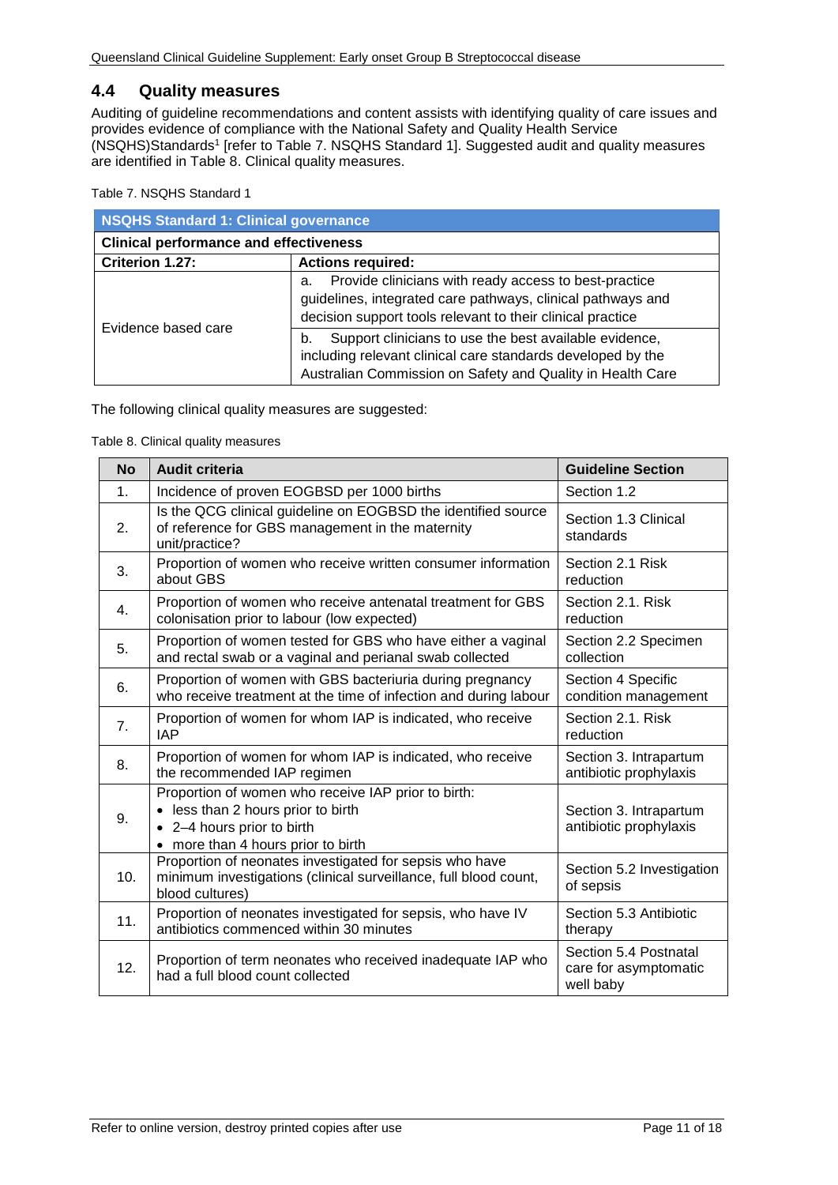## 4.4 Quality measures

Auditing of guideline recommendations and content assists with identifying quality of care issues and provides evidence of compliance with the National Safety and Quality Health Service (NSQHS)Standards[1] [refer to Table 7. NSQHS Standard 1]. Suggested audit and quality measures are identified in Table 8. Clinical quality measures.

Table 7. NSQHS Standard 1

| NSQHS Standard 1: Clinical governance | |
|---|---|
| **Clinical performance and effectiveness** | |
| **Criterion 1.27:** | **Actions required:** |
| Evidence based care | a. Provide clinicians with ready access to best-practice guidelines, integrated care pathways, clinical pathways and decision support tools relevant to their clinical practice |
| | b. Support clinicians to use the best available evidence, including relevant clinical care standards developed by the Australian Commission on Safety and Quality in Health Care |

The following clinical quality measures are suggested:

Table 8. Clinical quality measures

| No | Audit criteria | Guideline Section |
|---|---|---|
| 1. | Incidence of proven EOGBSD per 1000 births | Section 1.2 |
| 2. | Is the QCG clinical guideline on EOGBSD the identified source of reference for GBS management in the maternity unit/practice? | Section 1.3 Clinical standards |
| 3. | Proportion of women who receive written consumer information about GBS | Section 2.1 Risk reduction |
| 4. | Proportion of women who receive antenatal treatment for GBS colonisation prior to labour (low expected) | Section 2.1. Risk reduction |
| 5. | Proportion of women tested for GBS who have either a vaginal and rectal swab or a vaginal and perianal swab collected | Section 2.2 Specimen collection |
| 6. | Proportion of women with GBS bacteriuria during pregnancy who receive treatment at the time of infection and during labour | Section 4 Specific condition management |
| 7. | Proportion of women for whom IAP is indicated, who receive IAP | Section 2.1. Risk reduction |
| 8. | Proportion of women for whom IAP is indicated, who receive the recommended IAP regimen | Section 3. Intrapartum antibiotic prophylaxis |
| 9. | Proportion of women who receive IAP prior to birth:<br>• less than 2 hours prior to birth<br>• 2–4 hours prior to birth<br>• more than 4 hours prior to birth | Section 3. Intrapartum antibiotic prophylaxis |
| 10. | Proportion of neonates investigated for sepsis who have minimum investigations (clinical surveillance, full blood count, blood cultures) | Section 5.2 Investigation of sepsis |
| 11. | Proportion of neonates investigated for sepsis, who have IV antibiotics commenced within 30 minutes | Section 5.3 Antibiotic therapy |
| 12. | Proportion of term neonates who received inadequate IAP who had a full blood count collected | Section 5.4 Postnatal care for asymptomatic well baby |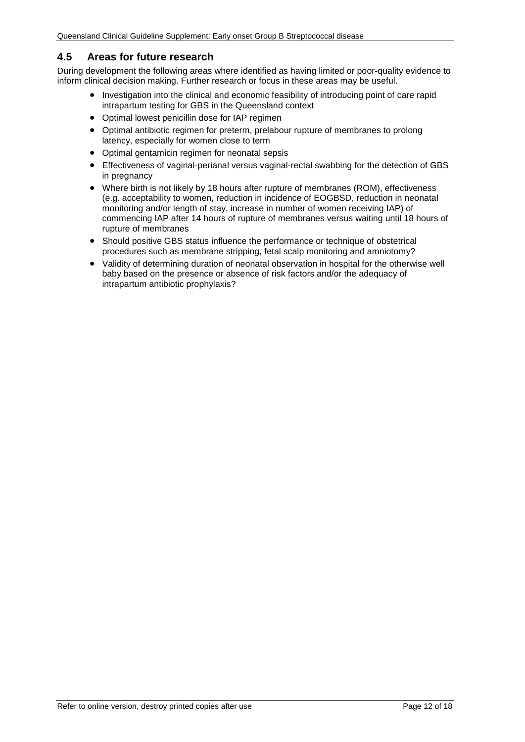## 4.5 Areas for future research

During development the following areas where identified as having limited or poor-quality evidence to inform clinical decision making. Further research or focus in these areas may be useful.

- Investigation into the clinical and economic feasibility of introducing point of care rapid intrapartum testing for GBS in the Queensland context
- Optimal lowest penicillin dose for IAP regimen
- Optimal antibiotic regimen for preterm, prelabour rupture of membranes to prolong latency, especially for women close to term
- Optimal gentamicin regimen for neonatal sepsis
- Effectiveness of vaginal-perianal versus vaginal-rectal swabbing for the detection of GBS in pregnancy
- Where birth is not likely by 18 hours after rupture of membranes (ROM), effectiveness (e.g. acceptability to women, reduction in incidence of EOGBSD, reduction in neonatal monitoring and/or length of stay, increase in number of women receiving IAP) of commencing IAP after 14 hours of rupture of membranes versus waiting until 18 hours of rupture of membranes
- Should positive GBS status influence the performance or technique of obstetrical procedures such as membrane stripping, fetal scalp monitoring and amniotomy?
- Validity of determining duration of neonatal observation in hospital for the otherwise well baby based on the presence or absence of risk factors and/or the adequacy of intrapartum antibiotic prophylaxis?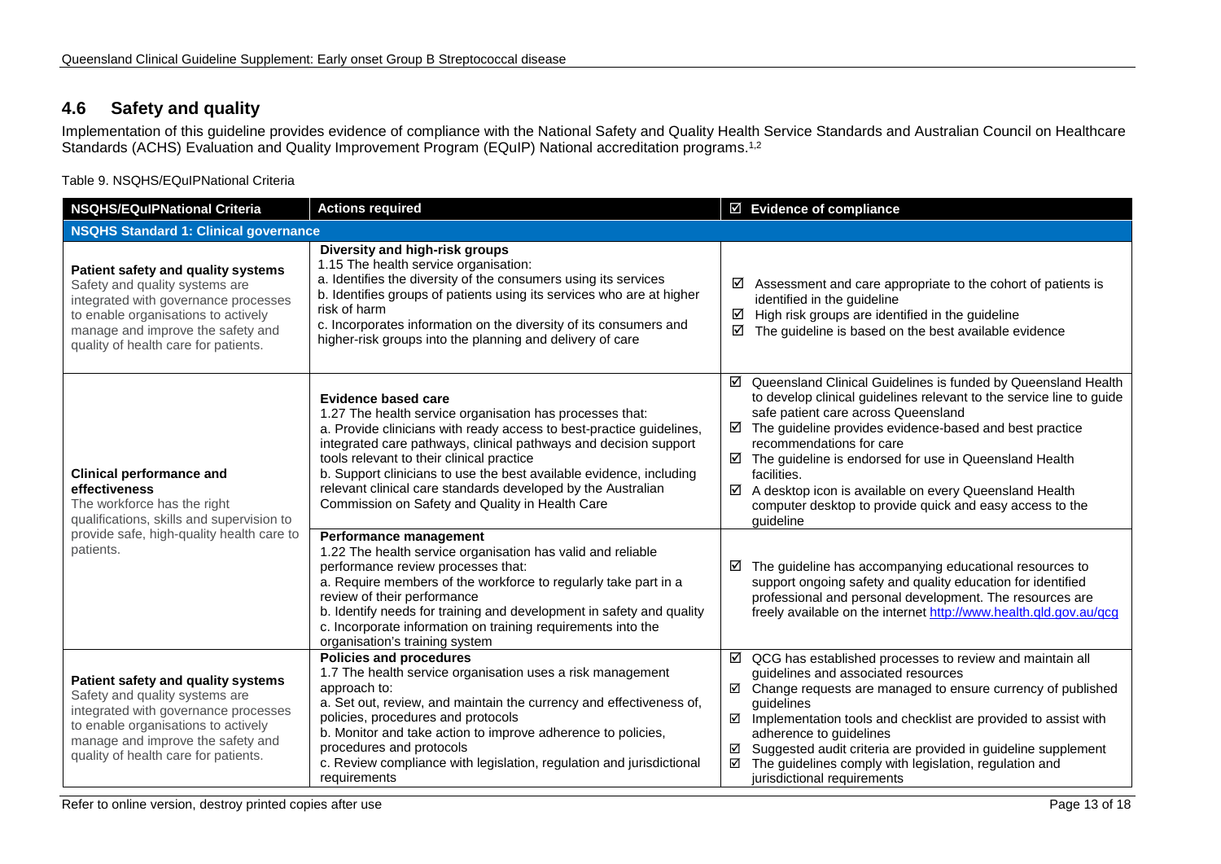## 4.6 Safety and quality

Implementation of this guideline provides evidence of compliance with the National Safety and Quality Health Service Standards and Australian Council on Healthcare Standards (ACHS) Evaluation and Quality Improvement Program (EQuIP) National accreditation programs.[1,2]

Table 9. NSQHS/EQuIPNational Criteria

| NSQHS/EQuIPNational Criteria | Actions required | ☑ Evidence of compliance |
|---|---|---|
| **NSQHS Standard 1: Clinical governance** | | |
| **Patient safety and quality systems**<br>Safety and quality systems are integrated with governance processes to enable organisations to actively manage and improve the safety and quality of health care for patients. | **Diversity and high-risk groups**<br>1.15 The health service organisation:<br>a. Identifies the diversity of the consumers using its services<br>b. Identifies groups of patients using its services who are at higher risk of harm<br>c. Incorporates information on the diversity of its consumers and higher-risk groups into the planning and delivery of care | ☑ Assessment and care appropriate to the cohort of patients is identified in the guideline<br>☑ High risk groups are identified in the guideline<br>☑ The guideline is based on the best available evidence |
| **Clinical performance and effectiveness**<br>The workforce has the right qualifications, skills and supervision to provide safe, high-quality health care to patients. | **Evidence based care**<br>1.27 The health service organisation has processes that:<br>a. Provide clinicians with ready access to best-practice guidelines, integrated care pathways, clinical pathways and decision support tools relevant to their clinical practice<br>b. Support clinicians to use the best available evidence, including relevant clinical care standards developed by the Australian Commission on Safety and Quality in Health Care | ☑ Queensland Clinical Guidelines is funded by Queensland Health to develop clinical guidelines relevant to the service line to guide safe patient care across Queensland<br>☑ The guideline provides evidence-based and best practice recommendations for care<br>☑ The guideline is endorsed for use in Queensland Health facilities.<br>☑ A desktop icon is available on every Queensland Health computer desktop to provide quick and easy access to the guideline |
| | **Performance management**<br>1.22 The health service organisation has valid and reliable performance review processes that:<br>a. Require members of the workforce to regularly take part in a review of their performance<br>b. Identify needs for training and development in safety and quality<br>c. Incorporate information on training requirements into the organisation's training system | ☑ The guideline has accompanying educational resources to support ongoing safety and quality education for identified professional and personal development. The resources are freely available on the internet http://www.health.qld.gov.au/qcg |
| **Patient safety and quality systems**<br>Safety and quality systems are integrated with governance processes to enable organisations to actively manage and improve the safety and quality of health care for patients. | **Policies and procedures**<br>1.7 The health service organisation uses a risk management approach to:<br>a. Set out, review, and maintain the currency and effectiveness of, policies, procedures and protocols<br>b. Monitor and take action to improve adherence to policies, procedures and protocols<br>c. Review compliance with legislation, regulation and jurisdictional requirements | ☑ QCG has established processes to review and maintain all guidelines and associated resources<br>☑ Change requests are managed to ensure currency of published guidelines<br>☑ Implementation tools and checklist are provided to assist with adherence to guidelines<br>☑ Suggested audit criteria are provided in guideline supplement<br>☑ The guidelines comply with legislation, regulation and jurisdictional requirements |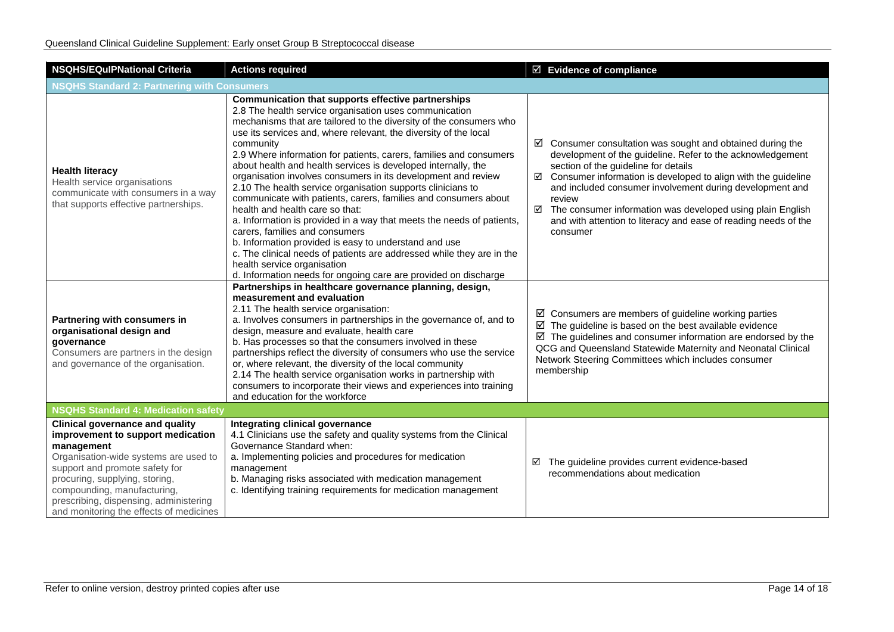| NSQHS/EQuIPNational Criteria | Actions required | ☑ Evidence of compliance |
|---|---|---|
| **NSQHS Standard 2: Partnering with Consumers** | | |
| **Health literacy**<br>Health service organisations communicate with consumers in a way that supports effective partnerships. | **Communication that supports effective partnerships**<br>2.8 The health service organisation uses communication mechanisms that are tailored to the diversity of the consumers who use its services and, where relevant, the diversity of the local community<br>2.9 Where information for patients, carers, families and consumers about health and health services is developed internally, the organisation involves consumers in its development and review<br>2.10 The health service organisation supports clinicians to communicate with patients, carers, families and consumers about health and health care so that:<br>a. Information is provided in a way that meets the needs of patients, carers, families and consumers<br>b. Information provided is easy to understand and use<br>c. The clinical needs of patients are addressed while they are in the health service organisation<br>d. Information needs for ongoing care are provided on discharge | ☑ Consumer consultation was sought and obtained during the development of the guideline. Refer to the acknowledgement section of the guideline for details<br>☑ Consumer information is developed to align with the guideline and included consumer involvement during development and review<br>☑ The consumer information was developed using plain English and with attention to literacy and ease of reading needs of the consumer |
| **Partnering with consumers in organisational design and governance**<br>Consumers are partners in the design and governance of the organisation. | **Partnerships in healthcare governance planning, design, measurement and evaluation**<br>2.11 The health service organisation:<br>a. Involves consumers in partnerships in the governance of, and to design, measure and evaluate, health care<br>b. Has processes so that the consumers involved in these partnerships reflect the diversity of consumers who use the service or, where relevant, the diversity of the local community<br>2.14 The health service organisation works in partnership with consumers to incorporate their views and experiences into training and education for the workforce | ☑ Consumers are members of guideline working parties<br>☑ The guideline is based on the best available evidence<br>☑ The guidelines and consumer information are endorsed by the QCG and Queensland Statewide Maternity and Neonatal Clinical Network Steering Committees which includes consumer membership |
| **NSQHS Standard 4: Medication safety** | | |
| **Clinical governance and quality improvement to support medication management**<br>Organisation-wide systems are used to support and promote safety for procuring, supplying, storing, compounding, manufacturing, prescribing, dispensing, administering and monitoring the effects of medicines | **Integrating clinical governance**<br>4.1 Clinicians use the safety and quality systems from the Clinical Governance Standard when:<br>a. Implementing policies and procedures for medication management<br>b. Managing risks associated with medication management<br>c. Identifying training requirements for medication management | ☑ The guideline provides current evidence-based recommendations about medication |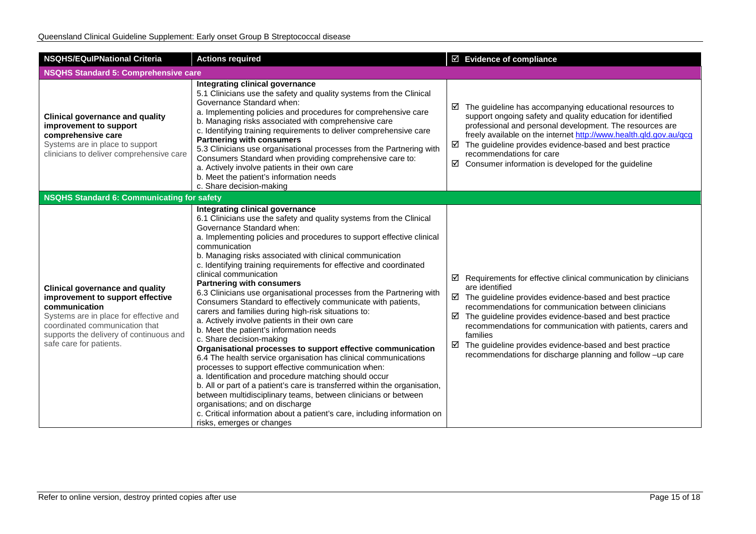| NSQHS/EQuIPNational Criteria | Actions required | ☑ Evidence of compliance |
|---|---|---|
| **NSQHS Standard 5: Comprehensive care** | | |
| **Clinical governance and quality improvement to support comprehensive care**<br>Systems are in place to support clinicians to deliver comprehensive care | **Integrating clinical governance**<br>5.1 Clinicians use the safety and quality systems from the Clinical Governance Standard when:<br>a. Implementing policies and procedures for comprehensive care<br>b. Managing risks associated with comprehensive care<br>c. Identifying training requirements to deliver comprehensive care<br>**Partnering with consumers**<br>5.3 Clinicians use organisational processes from the Partnering with Consumers Standard when providing comprehensive care to:<br>a. Actively involve patients in their own care<br>b. Meet the patient's information needs<br>c. Share decision-making | ☑ The guideline has accompanying educational resources to support ongoing safety and quality education for identified professional and personal development. The resources are freely available on the internet [http://www.health.qld.gov.au/qcg](http://www.health.qld.gov.au/qcg)<br>☑ The guideline provides evidence-based and best practice recommendations for care<br>☑ Consumer information is developed for the guideline |
| **NSQHS Standard 6: Communicating for safety** | | |
| **Clinical governance and quality improvement to support effective communication**<br>Systems are in place for effective and coordinated communication that supports the delivery of continuous and safe care for patients. | **Integrating clinical governance**<br>6.1 Clinicians use the safety and quality systems from the Clinical Governance Standard when:<br>a. Implementing policies and procedures to support effective clinical communication<br>b. Managing risks associated with clinical communication<br>c. Identifying training requirements for effective and coordinated clinical communication<br>**Partnering with consumers**<br>6.3 Clinicians use organisational processes from the Partnering with Consumers Standard to effectively communicate with patients, carers and families during high-risk situations to:<br>a. Actively involve patients in their own care<br>b. Meet the patient's information needs<br>c. Share decision-making<br>**Organisational processes to support effective communication**<br>6.4 The health service organisation has clinical communications processes to support effective communication when:<br>a. Identification and procedure matching should occur<br>b. All or part of a patient's care is transferred within the organisation, between multidisciplinary teams, between clinicians or between organisations; and on discharge<br>c. Critical information about a patient's care, including information on risks, emerges or changes | ☑ Requirements for effective clinical communication by clinicians are identified<br>☑ The guideline provides evidence-based and best practice recommendations for communication between clinicians<br>☑ The guideline provides evidence-based and best practice recommendations for communication with patients, carers and families<br>☑ The guideline provides evidence-based and best practice recommendations for discharge planning and follow –up care |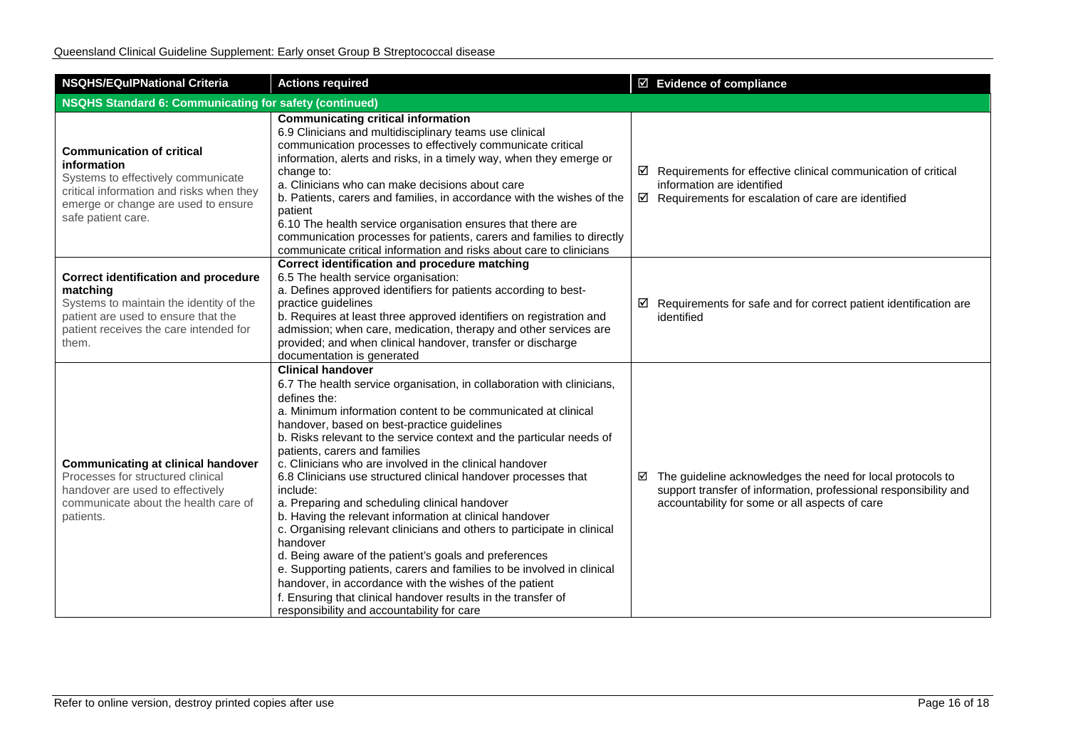| NSQHS/EQuIPNational Criteria | Actions required | ☑ Evidence of compliance |
|---|---|---|
| **NSQHS Standard 6: Communicating for safety (continued)** | | |
| **Communication of critical information**<br>Systems to effectively communicate critical information and risks when they emerge or change are used to ensure safe patient care. | **Communicating critical information**<br>6.9 Clinicians and multidisciplinary teams use clinical communication processes to effectively communicate critical information, alerts and risks, in a timely way, when they emerge or change to:<br>a. Clinicians who can make decisions about care<br>b. Patients, carers and families, in accordance with the wishes of the patient<br>6.10 The health service organisation ensures that there are communication processes for patients, carers and families to directly communicate critical information and risks about care to clinicians | ☑ Requirements for effective clinical communication of critical information are identified<br>☑ Requirements for escalation of care are identified |
| **Correct identification and procedure matching**<br>Systems to maintain the identity of the patient are used to ensure that the patient receives the care intended for them. | **Correct identification and procedure matching**<br>6.5 The health service organisation:<br>a. Defines approved identifiers for patients according to best-practice guidelines<br>b. Requires at least three approved identifiers on registration and admission; when care, medication, therapy and other services are provided; and when clinical handover, transfer or discharge documentation is generated | ☑ Requirements for safe and for correct patient identification are identified |
| **Communicating at clinical handover**<br>Processes for structured clinical handover are used to effectively communicate about the health care of patients. | **Clinical handover**<br>6.7 The health service organisation, in collaboration with clinicians, defines the:<br>a. Minimum information content to be communicated at clinical handover, based on best-practice guidelines<br>b. Risks relevant to the service context and the particular needs of patients, carers and families<br>c. Clinicians who are involved in the clinical handover<br>6.8 Clinicians use structured clinical handover processes that include:<br>a. Preparing and scheduling clinical handover<br>b. Having the relevant information at clinical handover<br>c. Organising relevant clinicians and others to participate in clinical handover<br>d. Being aware of the patient's goals and preferences<br>e. Supporting patients, carers and families to be involved in clinical handover, in accordance with the wishes of the patient<br>f. Ensuring that clinical handover results in the transfer of responsibility and accountability for care | ☑ The guideline acknowledges the need for local protocols to support transfer of information, professional responsibility and accountability for some or all aspects of care |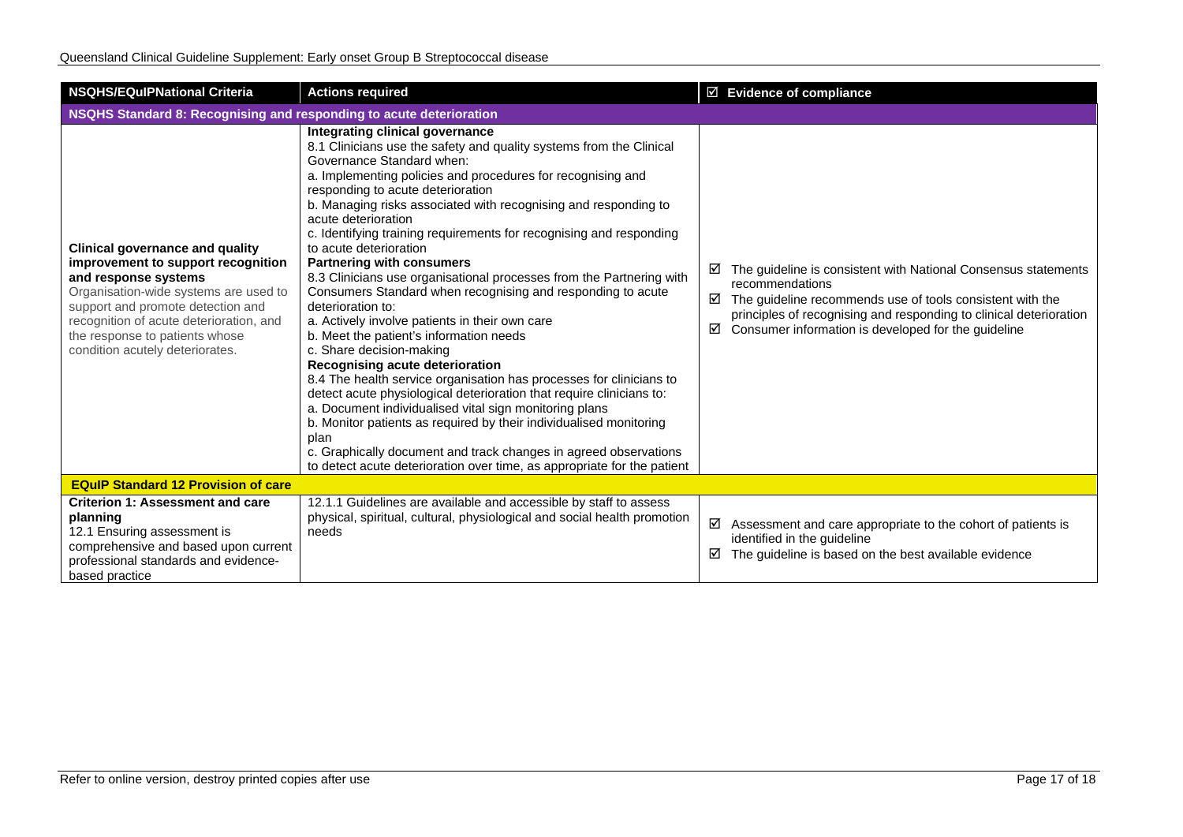| NSQHS/EQuIPNational Criteria | Actions required | ☑ Evidence of compliance |
|---|---|---|
| **NSQHS Standard 8: Recognising and responding to acute deterioration** | | |
| **Clinical governance and quality improvement to support recognition and response systems**<br>Organisation-wide systems are used to support and promote detection and recognition of acute deterioration, and the response to patients whose condition acutely deteriorates. | **Integrating clinical governance**<br>8.1 Clinicians use the safety and quality systems from the Clinical Governance Standard when:<br>a. Implementing policies and procedures for recognising and responding to acute deterioration<br>b. Managing risks associated with recognising and responding to acute deterioration<br>c. Identifying training requirements for recognising and responding to acute deterioration<br>**Partnering with consumers**<br>8.3 Clinicians use organisational processes from the Partnering with Consumers Standard when recognising and responding to acute deterioration to:<br>a. Actively involve patients in their own care<br>b. Meet the patient's information needs<br>c. Share decision-making<br>**Recognising acute deterioration**<br>8.4 The health service organisation has processes for clinicians to detect acute physiological deterioration that require clinicians to:<br>a. Document individualised vital sign monitoring plans<br>b. Monitor patients as required by their individualised monitoring plan<br>c. Graphically document and track changes in agreed observations to detect acute deterioration over time, as appropriate for the patient | ☑ The guideline is consistent with National Consensus statements recommendations<br>☑ The guideline recommends use of tools consistent with the principles of recognising and responding to clinical deterioration<br>☑ Consumer information is developed for the guideline |
| **EQuIP Standard 12 Provision of care** | | |
| **Criterion 1: Assessment and care planning**<br>12.1 Ensuring assessment is comprehensive and based upon current professional standards and evidence-based practice | 12.1.1 Guidelines are available and accessible by staff to assess physical, spiritual, cultural, physiological and social health promotion needs | ☑ Assessment and care appropriate to the cohort of patients is identified in the guideline<br>☑ The guideline is based on the best available evidence |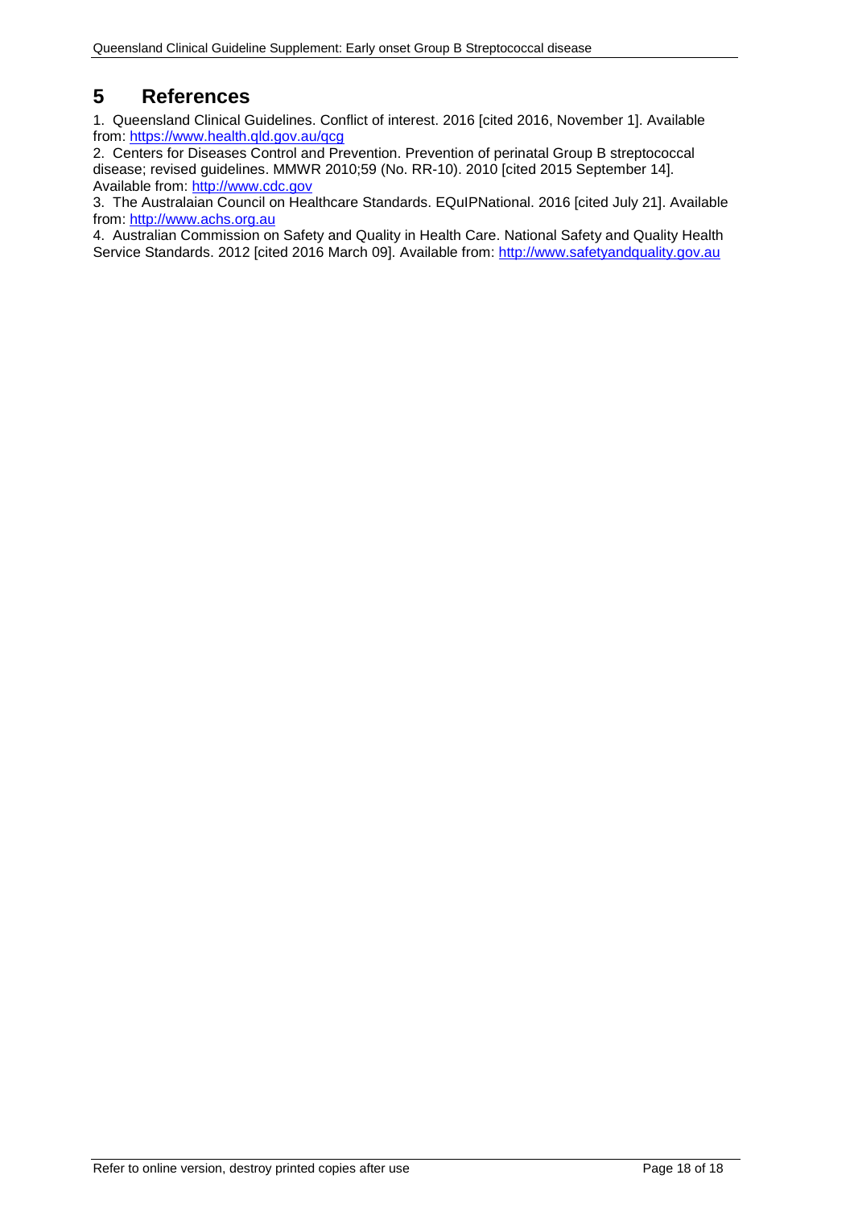# 5 References

1. Queensland Clinical Guidelines. Conflict of interest. 2016 [cited 2016, November 1]. Available from: https://www.health.qld.gov.au/qcg

2. Centers for Diseases Control and Prevention. Prevention of perinatal Group B streptococcal disease; revised guidelines. MMWR 2010;59 (No. RR-10). 2010 [cited 2015 September 14]. Available from: http://www.cdc.gov

3. The Australaian Council on Healthcare Standards. EQuIPNational. 2016 [cited July 21]. Available from: http://www.achs.org.au

4. Australian Commission on Safety and Quality in Health Care. National Safety and Quality Health Service Standards. 2012 [cited 2016 March 09]. Available from: http://www.safetyandquality.gov.au